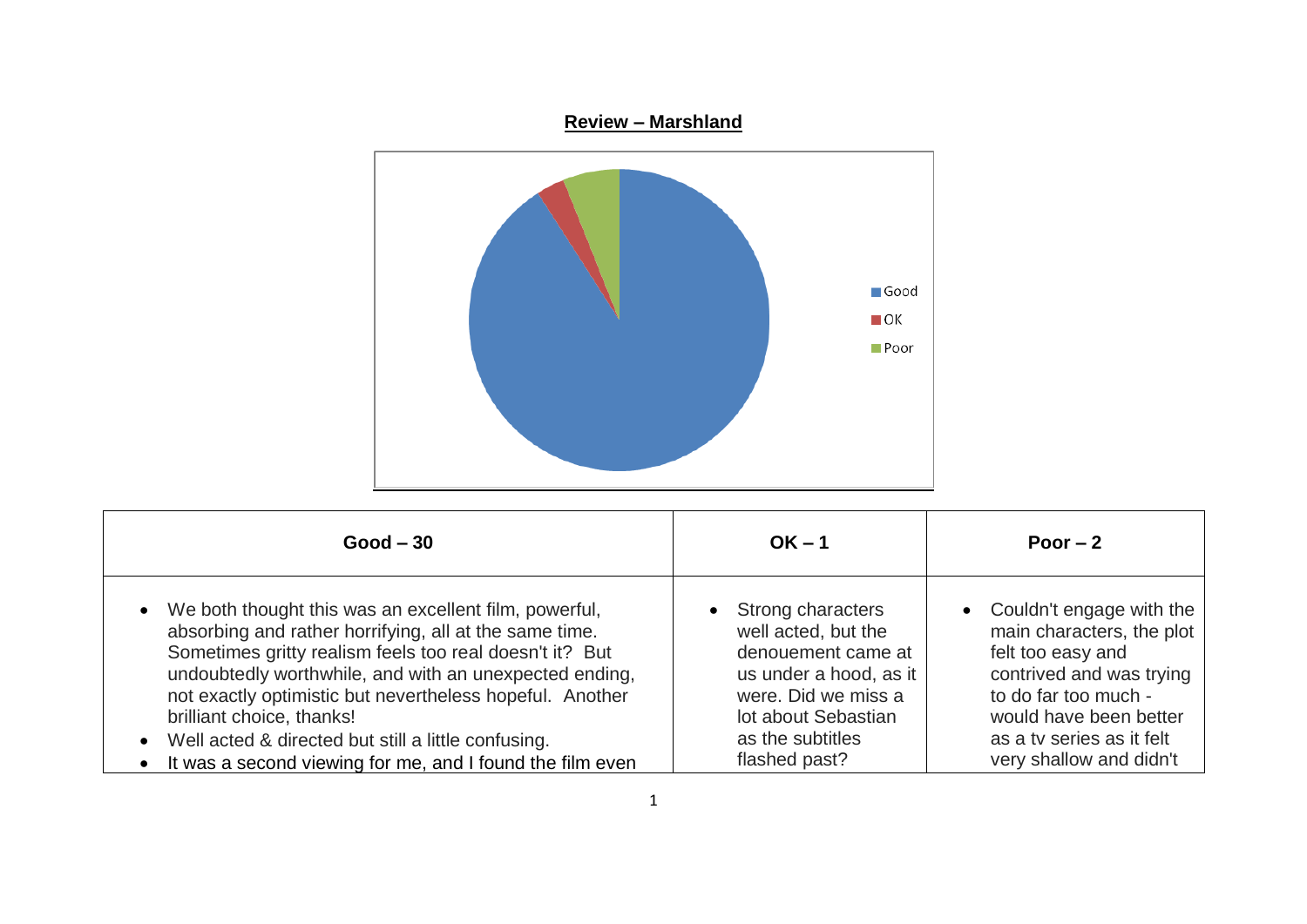## Review – Marshland

■ Good
■ OK
■ Poor

| Good – 30 | OK – 1 | Poor – 2 |
|---|---|---|
| • We both thought this was an excellent film, powerful, absorbing and rather horrifying, all at the same time. Sometimes gritty realism feels too real doesn't it? But undoubtedly worthwhile, and with an unexpected ending, not exactly optimistic but nevertheless hopeful. Another brilliant choice, thanks!<br>• Well acted & directed but still a little confusing.<br>• It was a second viewing for me, and I found the film even | • Strong characters well acted, but the denouement came at us under a hood, as it were. Did we miss a lot about Sebastian as the subtitles flashed past? | • Couldn't engage with the main characters, the plot felt too easy and contrived and was trying to do far too much - would have been better as a tv series as it felt very shallow and didn't |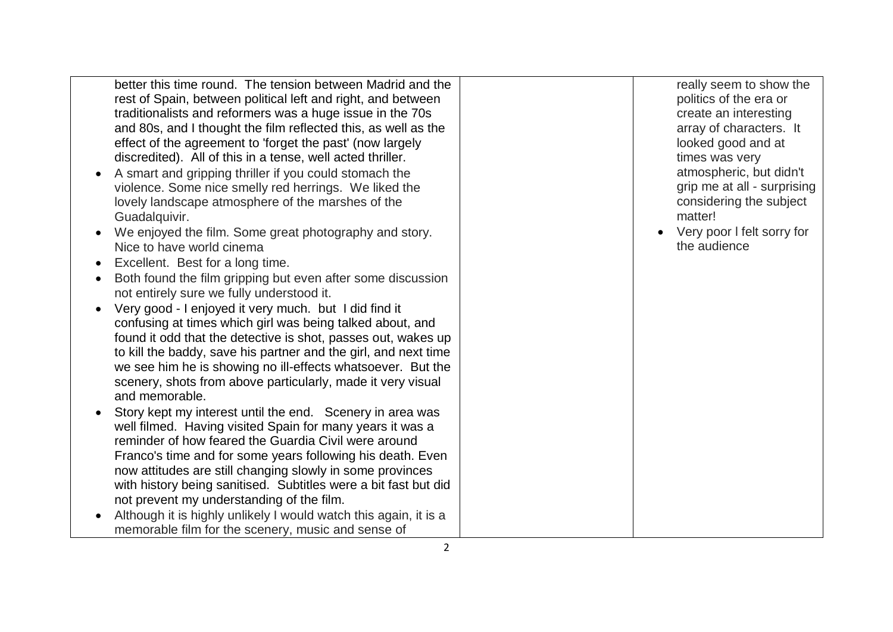| | | |
|---|---|---|
| better this time round. The tension between Madrid and the rest of Spain, between political left and right, and between traditionalists and reformers was a huge issue in the 70s and 80s, and I thought the film reflected this, as well as the effect of the agreement to 'forget the past' (now largely discredited). All of this in a tense, well acted thriller.<br>• A smart and gripping thriller if you could stomach the violence. Some nice smelly red herrings. We liked the lovely landscape atmosphere of the marshes of the Guadalquivir.<br>• We enjoyed the film. Some great photography and story. Nice to have world cinema<br>• Excellent. Best for a long time.<br>• Both found the film gripping but even after some discussion not entirely sure we fully understood it.<br>• Very good - I enjoyed it very much. but I did find it confusing at times which girl was being talked about, and found it odd that the detective is shot, passes out, wakes up to kill the baddy, save his partner and the girl, and next time we see him he is showing no ill-effects whatsoever. But the scenery, shots from above particularly, made it very visual and memorable.<br>• Story kept my interest until the end. Scenery in area was well filmed. Having visited Spain for many years it was a reminder of how feared the Guardia Civil were around Franco's time and for some years following his death. Even now attitudes are still changing slowly in some provinces with history being sanitised. Subtitles were a bit fast but did not prevent my understanding of the film.<br>• Although it is highly unlikely I would watch this again, it is a memorable film for the scenery, music and sense of | | really seem to show the politics of the era or create an interesting array of characters. It looked good and at times was very atmospheric, but didn't grip me at all - surprising considering the subject matter!<br>• Very poor l felt sorry for the audience |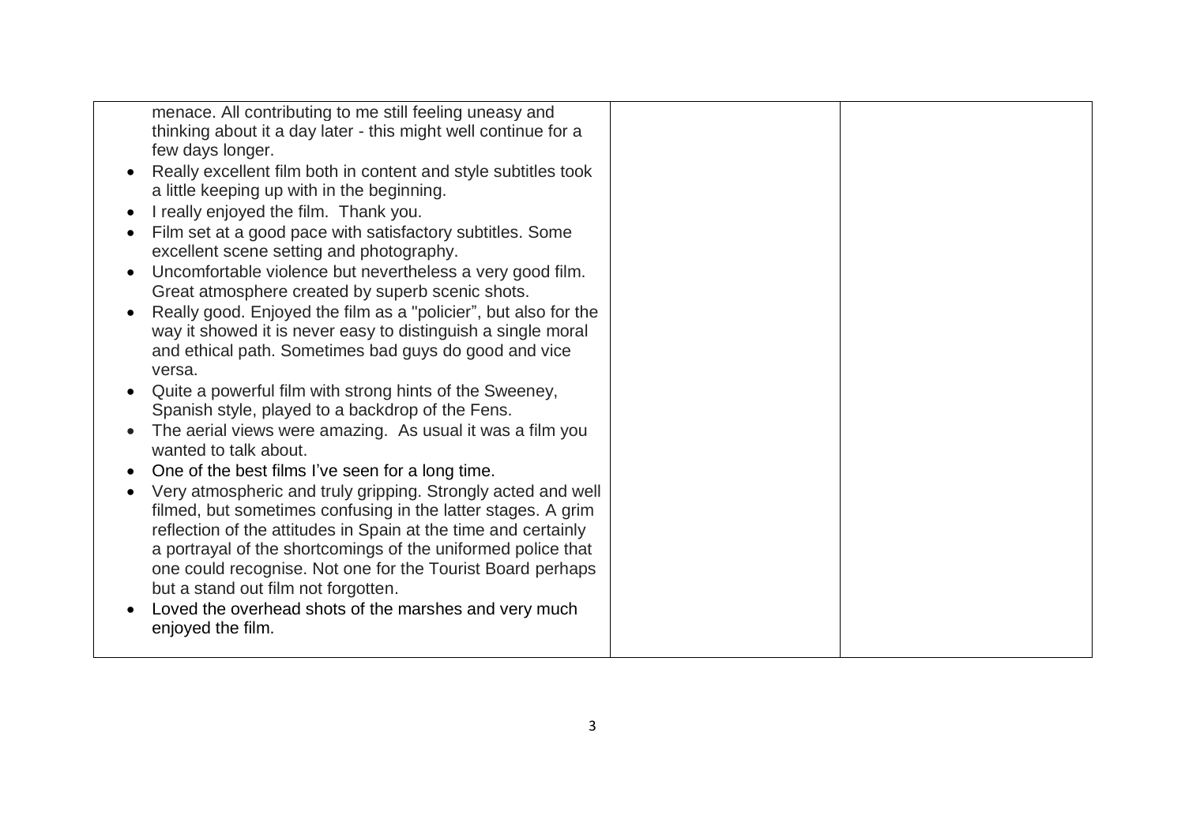| | | |
|---|---|---|
| menace. All contributing to me still feeling uneasy and thinking about it a day later - this might well continue for a few days longer.<br>• Really excellent film both in content and style subtitles took a little keeping up with in the beginning.<br>• I really enjoyed the film. Thank you.<br>• Film set at a good pace with satisfactory subtitles. Some excellent scene setting and photography.<br>• Uncomfortable violence but nevertheless a very good film. Great atmosphere created by superb scenic shots.<br>• Really good. Enjoyed the film as a "policier", but also for the way it showed it is never easy to distinguish a single moral and ethical path. Sometimes bad guys do good and vice versa.<br>• Quite a powerful film with strong hints of the Sweeney, Spanish style, played to a backdrop of the Fens.<br>• The aerial views were amazing. As usual it was a film you wanted to talk about.<br>• One of the best films I've seen for a long time.<br>• Very atmospheric and truly gripping. Strongly acted and well filmed, but sometimes confusing in the latter stages. A grim reflection of the attitudes in Spain at the time and certainly a portrayal of the shortcomings of the uniformed police that one could recognise. Not one for the Tourist Board perhaps but a stand out film not forgotten.<br>• Loved the overhead shots of the marshes and very much enjoyed the film. | | |